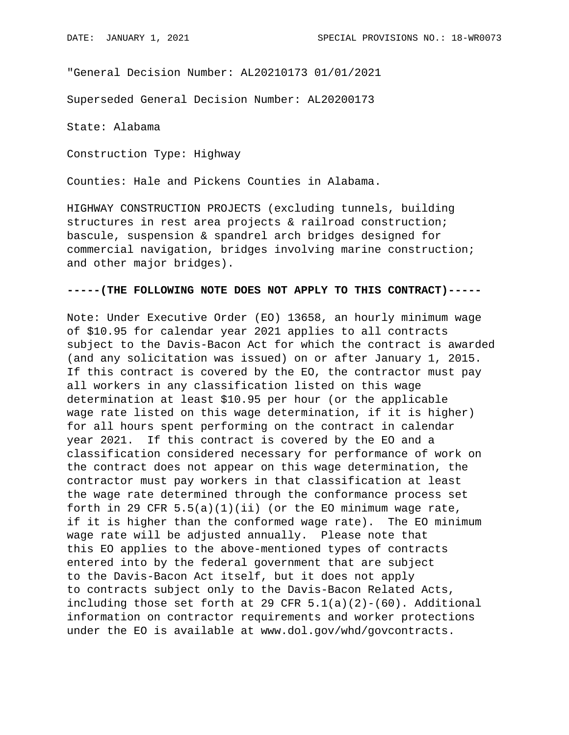"General Decision Number: AL20210173 01/01/2021

Superseded General Decision Number: AL20200173

State: Alabama

Construction Type: Highway

Counties: Hale and Pickens Counties in Alabama.

HIGHWAY CONSTRUCTION PROJECTS (excluding tunnels, building structures in rest area projects & railroad construction; bascule, suspension & spandrel arch bridges designed for commercial navigation, bridges involving marine construction; and other major bridges).

**-----(THE FOLLOWING NOTE DOES NOT APPLY TO THIS CONTRACT)-----**

Note: Under Executive Order (EO) 13658, an hourly minimum wage of $10.95 for calendar year 2021 applies to all contracts subject to the Davis-Bacon Act for which the contract is awarded (and any solicitation was issued) on or after January 1, 2015. If this contract is covered by the EO, the contractor must pay all workers in any classification listed on this wage determination at least $10.95 per hour (or the applicable wage rate listed on this wage determination, if it is higher) for all hours spent performing on the contract in calendar year 2021. If this contract is covered by the EO and a classification considered necessary for performance of work on the contract does not appear on this wage determination, the contractor must pay workers in that classification at least the wage rate determined through the conformance process set forth in 29 CFR 5.5(a)(1)(ii) (or the EO minimum wage rate, if it is higher than the conformed wage rate). The EO minimum wage rate will be adjusted annually. Please note that this EO applies to the above-mentioned types of contracts entered into by the federal government that are subject to the Davis-Bacon Act itself, but it does not apply to contracts subject only to the Davis-Bacon Related Acts, including those set forth at 29 CFR 5.1(a)(2)-(60). Additional information on contractor requirements and worker protections under the EO is available at www.dol.gov/whd/govcontracts.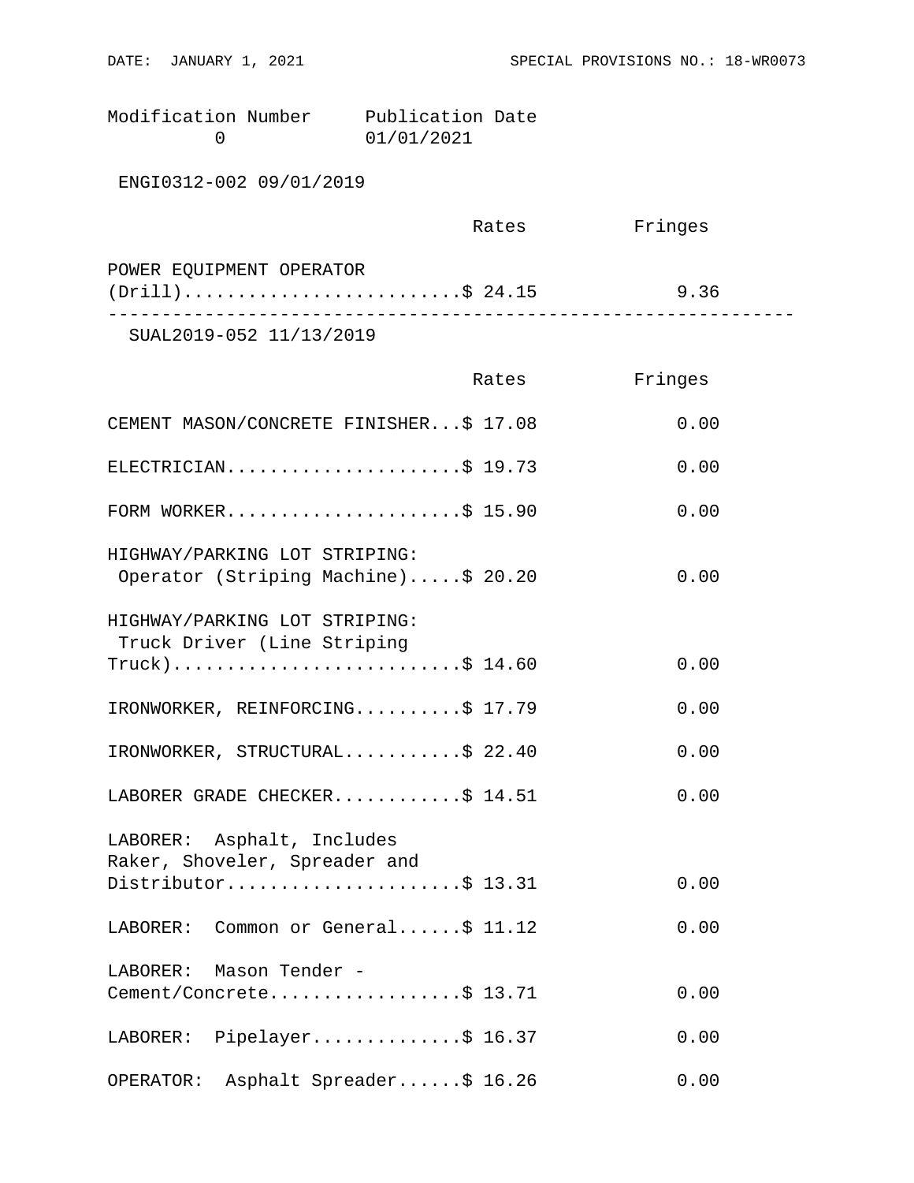Modification Number     Publication Date
0                       01/01/2021

ENGI0312-002 09/01/2019

| | Rates | Fringes |
|---|---|---|
| POWER EQUIPMENT OPERATOR (Drill) | $ 24.15 | 9.36 |

---

SUAL2019-052 11/13/2019

| | Rates | Fringes |
|---|---|---|
| CEMENT MASON/CONCRETE FINISHER | $ 17.08 | 0.00 |
| ELECTRICIAN | $ 19.73 | 0.00 |
| FORM WORKER | $ 15.90 | 0.00 |
| HIGHWAY/PARKING LOT STRIPING: Operator (Striping Machine) | $ 20.20 | 0.00 |
| HIGHWAY/PARKING LOT STRIPING: Truck Driver (Line Striping Truck) | $ 14.60 | 0.00 |
| IRONWORKER, REINFORCING | $ 17.79 | 0.00 |
| IRONWORKER, STRUCTURAL | $ 22.40 | 0.00 |
| LABORER GRADE CHECKER | $ 14.51 | 0.00 |
| LABORER: Asphalt, Includes Raker, Shoveler, Spreader and Distributor | $ 13.31 | 0.00 |
| LABORER: Common or General | $ 11.12 | 0.00 |
| LABORER: Mason Tender - Cement/Concrete | $ 13.71 | 0.00 |
| LABORER: Pipelayer | $ 16.37 | 0.00 |
| OPERATOR: Asphalt Spreader | $ 16.26 | 0.00 |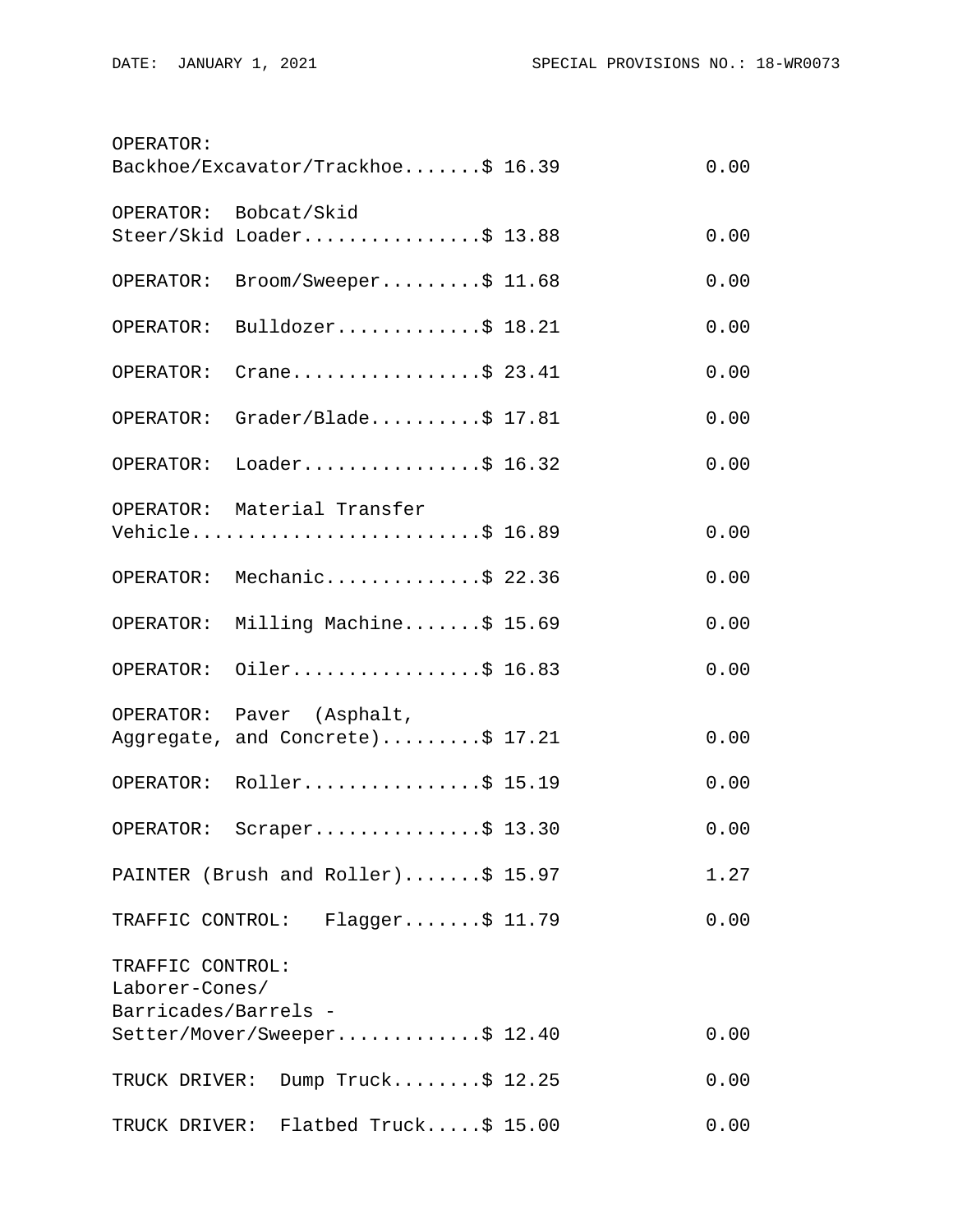```
OPERATOR:
Backhoe/Excavator/Trackhoe.......$ 16.39              0.00

OPERATOR:  Bobcat/Skid
Steer/Skid Loader................$ 13.88              0.00

OPERATOR:  Broom/Sweeper.........$ 11.68              0.00

OPERATOR:  Bulldozer.............$ 18.21              0.00

OPERATOR:  Crane.................$ 23.41              0.00

OPERATOR:  Grader/Blade..........$ 17.81              0.00

OPERATOR:  Loader................$ 16.32              0.00

OPERATOR:  Material Transfer
Vehicle..........................$ 16.89              0.00

OPERATOR:  Mechanic..............$ 22.36              0.00

OPERATOR:  Milling Machine.......$ 15.69              0.00

OPERATOR:  Oiler.................$ 16.83              0.00

OPERATOR:  Paver  (Asphalt,
Aggregate, and Concrete).........$ 17.21              0.00

OPERATOR:  Roller................$ 15.19              0.00

OPERATOR:  Scraper...............$ 13.30              0.00

PAINTER (Brush and Roller).......$ 15.97              1.27

TRAFFIC CONTROL:   Flagger.......$ 11.79              0.00

TRAFFIC CONTROL:
Laborer-Cones/
Barricades/Barrels -
Setter/Mover/Sweeper.............$ 12.40              0.00

TRUCK DRIVER:  Dump Truck........$ 12.25              0.00

TRUCK DRIVER:  Flatbed Truck.....$ 15.00              0.00
```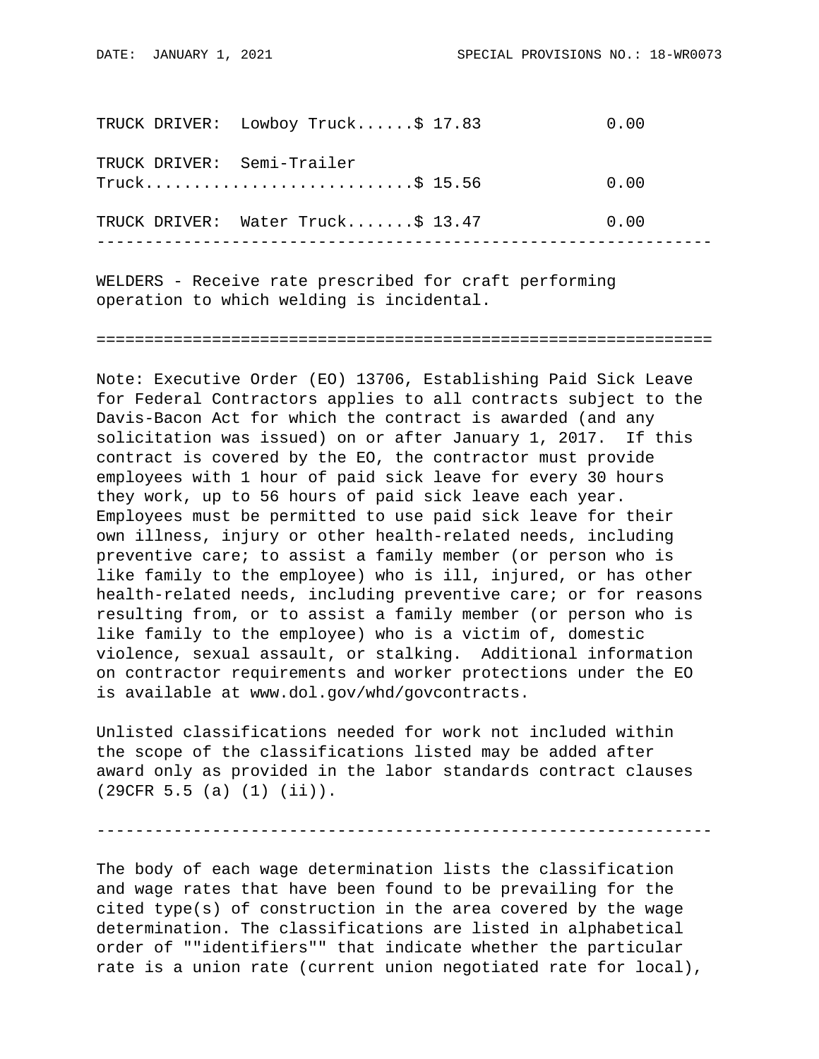| | Rates | Fringes |
|---|---|---|
| TRUCK DRIVER: Lowboy Truck | $ 17.83 | 0.00 |
| TRUCK DRIVER: Semi-Trailer Truck | $ 15.56 | 0.00 |
| TRUCK DRIVER: Water Truck | $ 13.47 | 0.00 |

---

WELDERS - Receive rate prescribed for craft performing operation to which welding is incidental.

================================================================

Note: Executive Order (EO) 13706, Establishing Paid Sick Leave for Federal Contractors applies to all contracts subject to the Davis-Bacon Act for which the contract is awarded (and any solicitation was issued) on or after January 1, 2017. If this contract is covered by the EO, the contractor must provide employees with 1 hour of paid sick leave for every 30 hours they work, up to 56 hours of paid sick leave each year. Employees must be permitted to use paid sick leave for their own illness, injury or other health-related needs, including preventive care; to assist a family member (or person who is like family to the employee) who is ill, injured, or has other health-related needs, including preventive care; or for reasons resulting from, or to assist a family member (or person who is like family to the employee) who is a victim of, domestic violence, sexual assault, or stalking. Additional information on contractor requirements and worker protections under the EO is available at www.dol.gov/whd/govcontracts.

Unlisted classifications needed for work not included within the scope of the classifications listed may be added after award only as provided in the labor standards contract clauses (29CFR 5.5 (a) (1) (ii)).

---

The body of each wage determination lists the classification and wage rates that have been found to be prevailing for the cited type(s) of construction in the area covered by the wage determination. The classifications are listed in alphabetical order of ""identifiers"" that indicate whether the particular rate is a union rate (current union negotiated rate for local),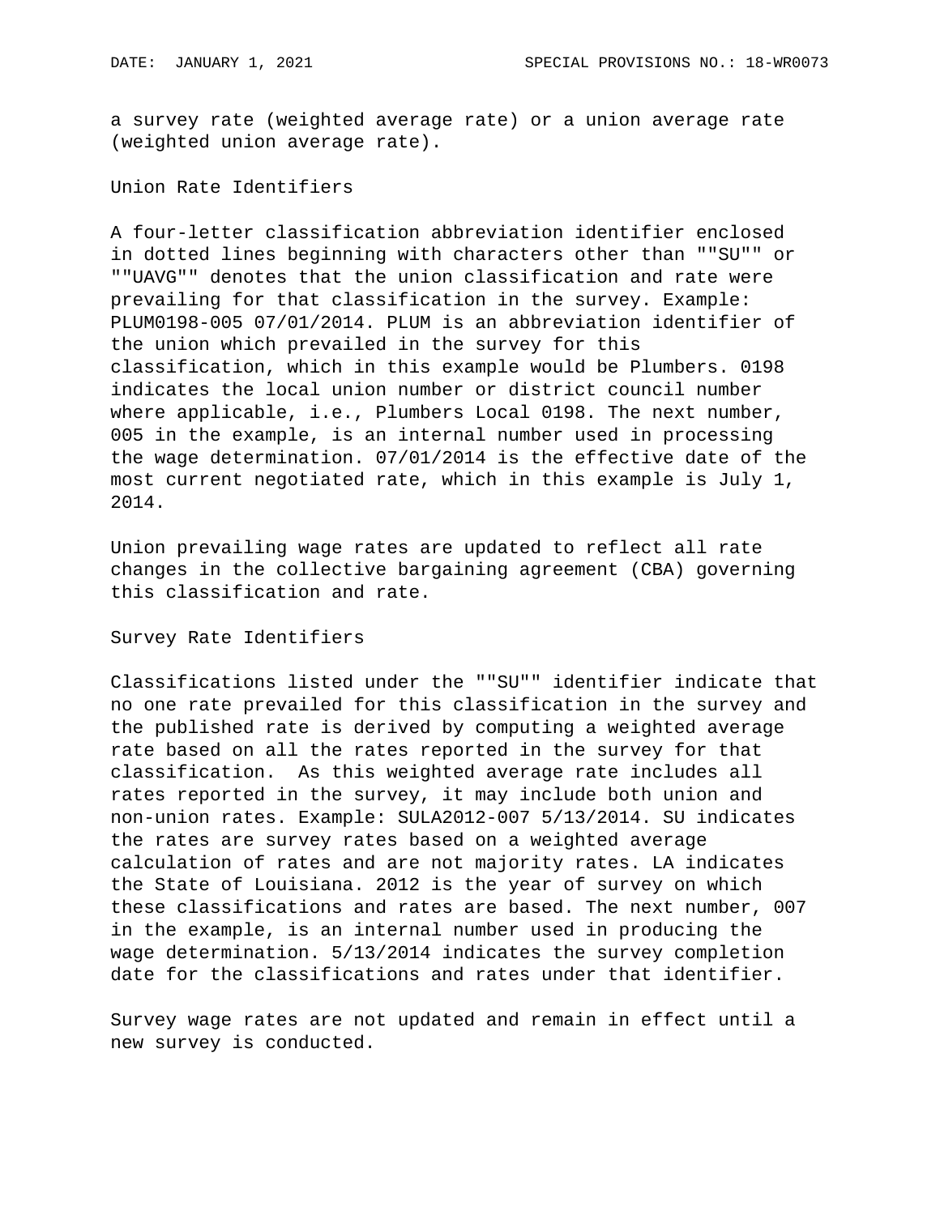a survey rate (weighted average rate) or a union average rate (weighted union average rate).

Union Rate Identifiers

A four-letter classification abbreviation identifier enclosed in dotted lines beginning with characters other than ""SU"" or ""UAVG"" denotes that the union classification and rate were prevailing for that classification in the survey. Example: PLUM0198-005 07/01/2014. PLUM is an abbreviation identifier of the union which prevailed in the survey for this classification, which in this example would be Plumbers. 0198 indicates the local union number or district council number where applicable, i.e., Plumbers Local 0198. The next number, 005 in the example, is an internal number used in processing the wage determination. 07/01/2014 is the effective date of the most current negotiated rate, which in this example is July 1, 2014.

Union prevailing wage rates are updated to reflect all rate changes in the collective bargaining agreement (CBA) governing this classification and rate.

Survey Rate Identifiers

Classifications listed under the ""SU"" identifier indicate that no one rate prevailed for this classification in the survey and the published rate is derived by computing a weighted average rate based on all the rates reported in the survey for that classification.  As this weighted average rate includes all rates reported in the survey, it may include both union and non-union rates. Example: SULA2012-007 5/13/2014. SU indicates the rates are survey rates based on a weighted average calculation of rates and are not majority rates. LA indicates the State of Louisiana. 2012 is the year of survey on which these classifications and rates are based. The next number, 007 in the example, is an internal number used in producing the wage determination. 5/13/2014 indicates the survey completion date for the classifications and rates under that identifier.

Survey wage rates are not updated and remain in effect until a new survey is conducted.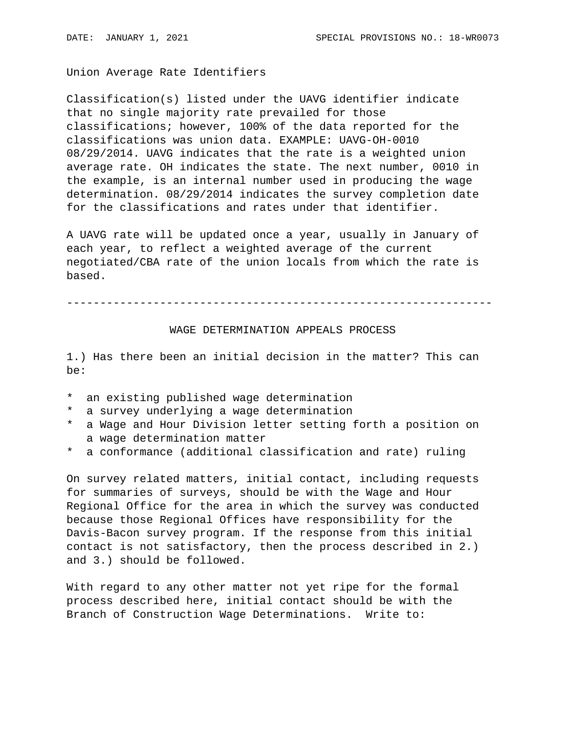Union Average Rate Identifiers

Classification(s) listed under the UAVG identifier indicate that no single majority rate prevailed for those classifications; however, 100% of the data reported for the classifications was union data. EXAMPLE: UAVG-OH-0010 08/29/2014. UAVG indicates that the rate is a weighted union average rate. OH indicates the state. The next number, 0010 in the example, is an internal number used in producing the wage determination. 08/29/2014 indicates the survey completion date for the classifications and rates under that identifier.

A UAVG rate will be updated once a year, usually in January of each year, to reflect a weighted average of the current negotiated/CBA rate of the union locals from which the rate is based.

---

## WAGE DETERMINATION APPEALS PROCESS

1.) Has there been an initial decision in the matter? This can be:

* an existing published wage determination
* a survey underlying a wage determination
* a Wage and Hour Division letter setting forth a position on a wage determination matter
* a conformance (additional classification and rate) ruling

On survey related matters, initial contact, including requests for summaries of surveys, should be with the Wage and Hour Regional Office for the area in which the survey was conducted because those Regional Offices have responsibility for the Davis-Bacon survey program. If the response from this initial contact is not satisfactory, then the process described in 2.) and 3.) should be followed.

With regard to any other matter not yet ripe for the formal process described here, initial contact should be with the Branch of Construction Wage Determinations. Write to: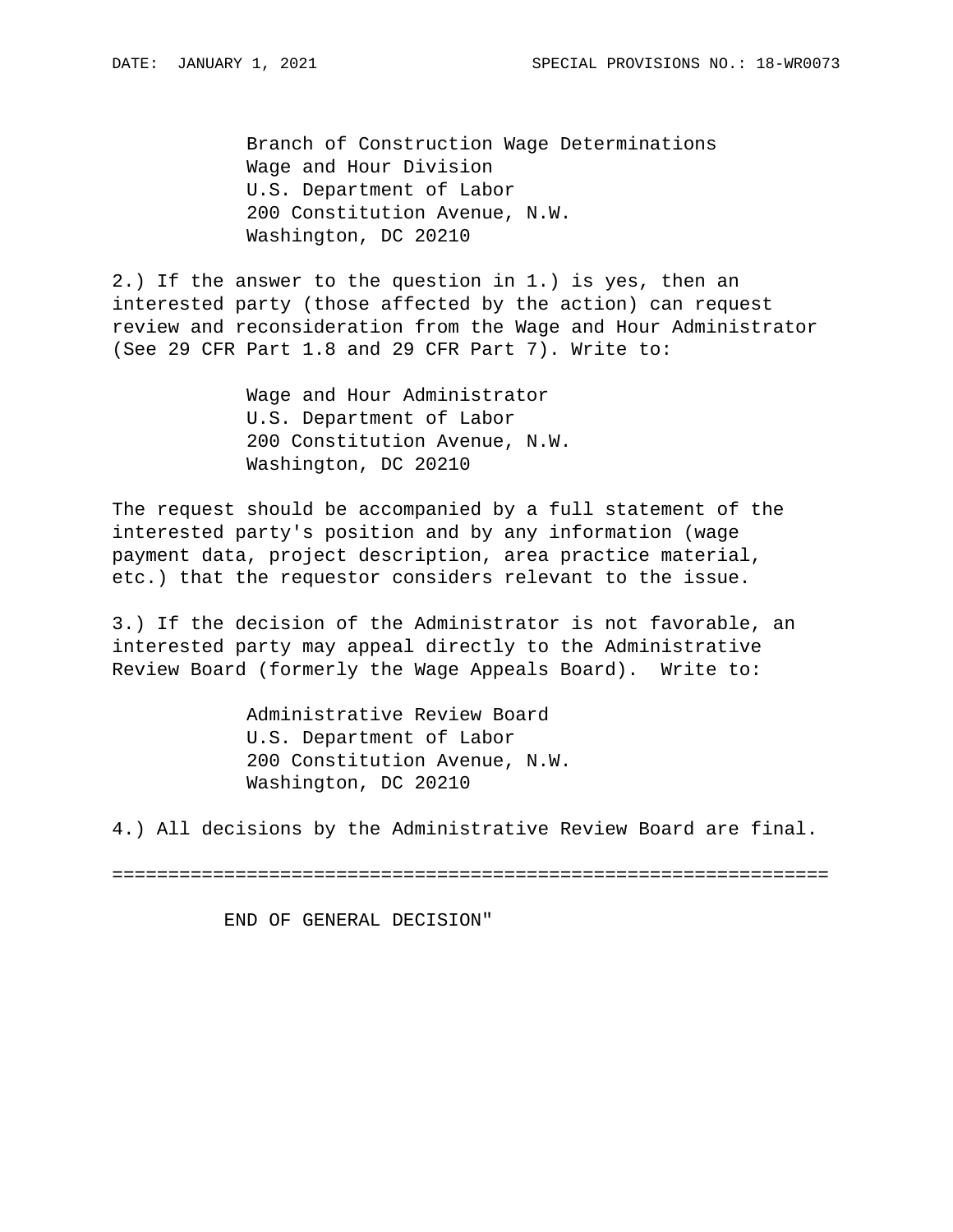Branch of Construction Wage Determinations
Wage and Hour Division
U.S. Department of Labor
200 Constitution Avenue, N.W.
Washington, DC 20210

2.) If the answer to the question in 1.) is yes, then an interested party (those affected by the action) can request review and reconsideration from the Wage and Hour Administrator (See 29 CFR Part 1.8 and 29 CFR Part 7). Write to:

Wage and Hour Administrator
U.S. Department of Labor
200 Constitution Avenue, N.W.
Washington, DC 20210

The request should be accompanied by a full statement of the interested party's position and by any information (wage payment data, project description, area practice material, etc.) that the requestor considers relevant to the issue.

3.) If the decision of the Administrator is not favorable, an interested party may appeal directly to the Administrative Review Board (formerly the Wage Appeals Board). Write to:

Administrative Review Board
U.S. Department of Labor
200 Constitution Avenue, N.W.
Washington, DC 20210

4.) All decisions by the Administrative Review Board are final.

================================================================

END OF GENERAL DECISION"